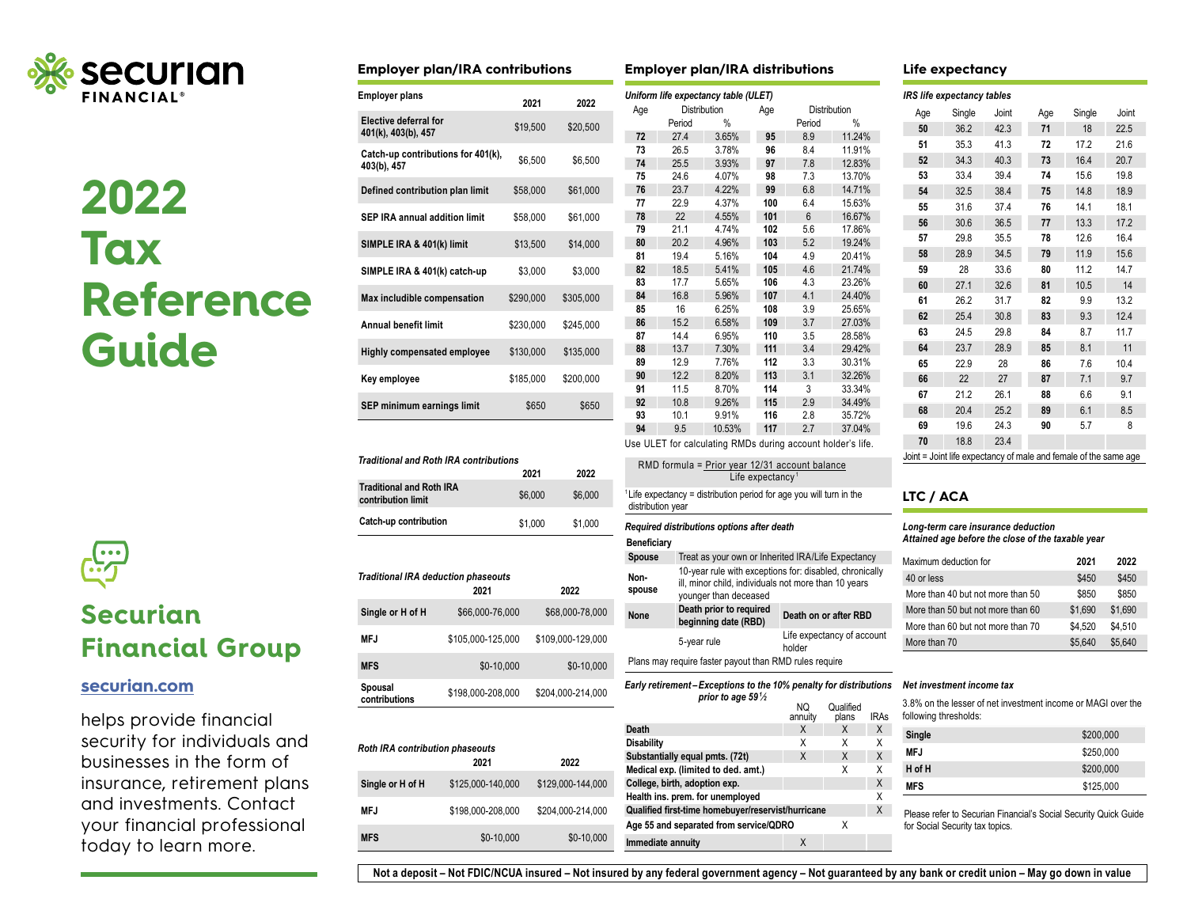# securian FINANCIAL®

# 2022 Tax Reference Guide

## Securian Financial Group

securian.com

helps provide financial security for individuals and businesses in the form of insurance, retirement plans and investments. Contact your financial professional today to learn more.

## Employer plan/IRA contributions

| Employer plans | 2021 | 2022 |
|---|---|---|
| Elective deferral for 401(k), 403(b), 457 | $19,500 | $20,500 |
| Catch-up contributions for 401(k), 403(b), 457 | $6,500 | $6,500 |
| Defined contribution plan limit | $58,000 | $61,000 |
| SEP IRA annual addition limit | $58,000 | $61,000 |
| SIMPLE IRA & 401(k) limit | $13,500 | $14,000 |
| SIMPLE IRA & 401(k) catch-up | $3,000 | $3,000 |
| Max includible compensation | $290,000 | $305,000 |
| Annual benefit limit | $230,000 | $245,000 |
| Highly compensated employee | $130,000 | $135,000 |
| Key employee | $185,000 | $200,000 |
| SEP minimum earnings limit | $650 | $650 |

*Traditional and Roth IRA contributions*

| | 2021 | 2022 |
|---|---|---|
| Traditional and Roth IRA contribution limit | $6,000 | $6,000 |
| Catch-up contribution | $1,000 | $1,000 |

*Traditional IRA deduction phaseouts*

| | 2021 | 2022 |
|---|---|---|
| Single or H of H | $66,000-76,000 | $68,000-78,000 |
| MFJ | $105,000-125,000 | $109,000-129,000 |
| MFS | $0-10,000 | $0-10,000 |
| Spousal contributions | $198,000-208,000 | $204,000-214,000 |

*Roth IRA contribution phaseouts*

| | 2021 | 2022 |
|---|---|---|
| Single or H of H | $125,000-140,000 | $129,000-144,000 |
| MFJ | $198,000-208,000 | $204,000-214,000 |
| MFS | $0-10,000 | $0-10,000 |

## Employer plan/IRA distributions

*Uniform life expectancy table (ULET)*

| Age | Distribution Period | Distribution % | Age | Distribution Period | Distribution % |
|---|---|---|---|---|---|
| 72 | 27.4 | 3.65% | 95 | 8.9 | 11.24% |
| 73 | 26.5 | 3.78% | 96 | 8.4 | 11.91% |
| 74 | 25.5 | 3.93% | 97 | 7.8 | 12.83% |
| 75 | 24.6 | 4.07% | 98 | 7.3 | 13.70% |
| 76 | 23.7 | 4.22% | 99 | 6.8 | 14.71% |
| 77 | 22.9 | 4.37% | 100 | 6.4 | 15.63% |
| 78 | 22 | 4.55% | 101 | 6 | 16.67% |
| 79 | 21.1 | 4.74% | 102 | 5.6 | 17.86% |
| 80 | 20.2 | 4.96% | 103 | 5.2 | 19.24% |
| 81 | 19.4 | 5.16% | 104 | 4.9 | 20.41% |
| 82 | 18.5 | 5.41% | 105 | 4.6 | 21.74% |
| 83 | 17.7 | 5.65% | 106 | 4.3 | 23.26% |
| 84 | 16.8 | 5.96% | 107 | 4.1 | 24.40% |
| 85 | 16 | 6.25% | 108 | 3.9 | 25.65% |
| 86 | 15.2 | 6.58% | 109 | 3.7 | 27.03% |
| 87 | 14.4 | 6.95% | 110 | 3.5 | 28.58% |
| 88 | 13.7 | 7.30% | 111 | 3.4 | 29.42% |
| 89 | 12.9 | 7.76% | 112 | 3.3 | 30.31% |
| 90 | 12.2 | 8.20% | 113 | 3.1 | 32.26% |
| 91 | 11.5 | 8.70% | 114 | 3 | 33.34% |
| 92 | 10.8 | 9.26% | 115 | 2.9 | 34.49% |
| 93 | 10.1 | 9.91% | 116 | 2.8 | 35.72% |
| 94 | 9.5 | 10.53% | 117 | 2.7 | 37.04% |

Use ULET for calculating RMDs during account holder's life.

$$\text{RMD formula} = \frac{\text{Prior year 12/31 account balance}}{\text{Life expectancy}^{1}}$$

[1] Life expectancy = distribution period for age you will turn in the distribution year

*Required distributions options after death*

| Beneficiary | | |
|---|---|---|
| Spouse | Treat as your own or Inherited IRA/Life Expectancy | |
| Non-spouse | 10-year rule with exceptions for: disabled, chronically ill, minor child, individuals not more than 10 years younger than deceased | |
| None | Death prior to required beginning date (RBD) | Death on or after RBD |
| | 5-year rule | Life expectancy of account holder |

Plans may require faster payout than RMD rules require

*Early retirement – Exceptions to the 10% penalty for distributions prior to age 59½*

| | NQ annuity | Qualified plans | IRAs |
|---|---|---|---|
| Death | X | X | X |
| Disability | X | X | X |
| Substantially equal pmts. (72t) | X | X | X |
| Medical exp. (limited to ded. amt.) | | X | X |
| College, birth, adoption exp. | | | X |
| Health ins. prem. for unemployed | | | X |
| Qualified first-time homebuyer/reservist/hurricane | | | X |
| Age 55 and separated from service/QDRO | | X | |
| Immediate annuity | X | | |

## Life expectancy

*IRS life expectancy tables*

| Age | Single | Joint | Age | Single | Joint |
|---|---|---|---|---|---|
| 50 | 36.2 | 42.3 | 71 | 18 | 22.5 |
| 51 | 35.3 | 41.3 | 72 | 17.2 | 21.6 |
| 52 | 34.3 | 40.3 | 73 | 16.4 | 20.7 |
| 53 | 33.4 | 39.4 | 74 | 15.6 | 19.8 |
| 54 | 32.5 | 38.4 | 75 | 14.8 | 18.9 |
| 55 | 31.6 | 37.4 | 76 | 14.1 | 18.1 |
| 56 | 30.6 | 36.5 | 77 | 13.3 | 17.2 |
| 57 | 29.8 | 35.5 | 78 | 12.6 | 16.4 |
| 58 | 28.9 | 34.5 | 79 | 11.9 | 15.6 |
| 59 | 28 | 33.6 | 80 | 11.2 | 14.7 |
| 60 | 27.1 | 32.6 | 81 | 10.5 | 14 |
| 61 | 26.2 | 31.7 | 82 | 9.9 | 13.2 |
| 62 | 25.4 | 30.8 | 83 | 9.3 | 12.4 |
| 63 | 24.5 | 29.8 | 84 | 8.7 | 11.7 |
| 64 | 23.7 | 28.9 | 85 | 8.1 | 11 |
| 65 | 22.9 | 28 | 86 | 7.6 | 10.4 |
| 66 | 22 | 27 | 87 | 7.1 | 9.7 |
| 67 | 21.2 | 26.1 | 88 | 6.6 | 9.1 |
| 68 | 20.4 | 25.2 | 89 | 6.1 | 8.5 |
| 69 | 19.6 | 24.3 | 90 | 5.7 | 8 |
| 70 | 18.8 | 23.4 | | | |

Joint = Joint life expectancy of male and female of the same age

## LTC / ACA

*Long-term care insurance deduction*
*Attained age before the close of the taxable year*

| Maximum deduction for | 2021 | 2022 |
|---|---|---|
| 40 or less | $450 | $450 |
| More than 40 but not more than 50 | $850 | $850 |
| More than 50 but not more than 60 | $1,690 | $1,690 |
| More than 60 but not more than 70 | $4,520 | $4,510 |
| More than 70 | $5,640 | $5,640 |

*Net investment income tax*

3.8% on the lesser of net investment income or MAGI over the following thresholds:

| | |
|---|---|
| Single | $200,000 |
| MFJ | $250,000 |
| H of H | $200,000 |
| MFS | $125,000 |

Please refer to Securian Financial's Social Security Quick Guide for Social Security tax topics.

**Not a deposit – Not FDIC/NCUA insured – Not insured by any federal government agency – Not guaranteed by any bank or credit union – May go down in value**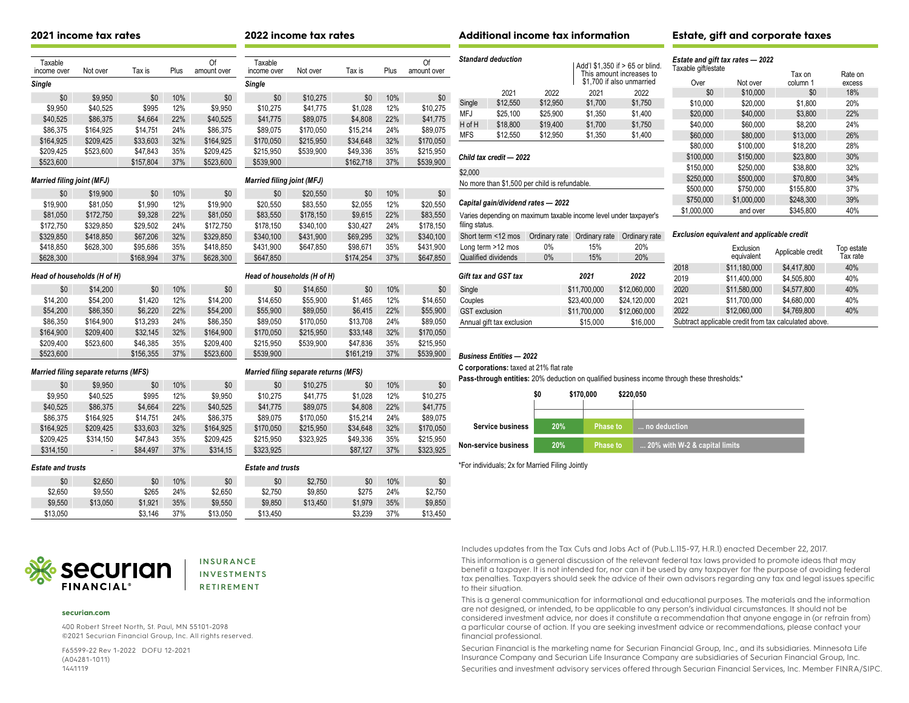## 2021 income tax rates

| Taxable income over | Not over | Tax is | Plus | Of amount over |
|---|---|---|---|---|
| ***Single*** | | | | |
| $0 | $9,950 | $0 | 10% | $0 |
| $9,950 | $40,525 | $995 | 12% | $9,950 |
| $40,525 | $86,375 | $4,664 | 22% | $40,525 |
| $86,375 | $164,925 | $14,751 | 24% | $86,375 |
| $164,925 | $209,425 | $33,603 | 32% | $164,925 |
| $209,425 | $523,600 | $47,843 | 35% | $209,425 |
| $523,600 | | $157,804 | 37% | $523,600 |

***Married filing joint (MFJ)***

| | | | | |
|---|---|---|---|---|
| $0 | $19,900 | $0 | 10% | $0 |
| $19,900 | $81,050 | $1,990 | 12% | $19,900 |
| $81,050 | $172,750 | $9,328 | 22% | $81,050 |
| $172,750 | $329,850 | $29,502 | 24% | $172,750 |
| $329,850 | $418,850 | $67,206 | 32% | $329,850 |
| $418,850 | $628,300 | $95,686 | 35% | $418,850 |
| $628,300 | | $168,994 | 37% | $628,300 |

***Head of households (H of H)***

| | | | | |
|---|---|---|---|---|
| $0 | $14,200 | $0 | 10% | $0 |
| $14,200 | $54,200 | $1,420 | 12% | $14,200 |
| $54,200 | $86,350 | $6,220 | 22% | $54,200 |
| $86,350 | $164,900 | $13,293 | 24% | $86,350 |
| $164,900 | $209,400 | $32,145 | 32% | $164,900 |
| $209,400 | $523,600 | $46,385 | 35% | $209,400 |
| $523,600 | | $156,355 | 37% | $523,600 |

***Married filing separate returns (MFS)***

| | | | | |
|---|---|---|---|---|
| $0 | $9,950 | $0 | 10% | $0 |
| $9,950 | $40,525 | $995 | 12% | $9,950 |
| $40,525 | $86,375 | $4,664 | 22% | $40,525 |
| $86,375 | $164,925 | $14,751 | 24% | $86,375 |
| $164,925 | $209,425 | $33,603 | 32% | $164,925 |
| $209,425 | $314,150 | $47,843 | 35% | $209,425 |
| $314,150 | - | $84,497 | 37% | $314,15 |

***Estate and trusts***

| | | | | |
|---|---|---|---|---|
| $0 | $2,650 | $0 | 10% | $0 |
| $2,650 | $9,550 | $265 | 24% | $2,650 |
| $9,550 | $13,050 | $1,921 | 35% | $9,550 |
| $13,050 | | $3,146 | 37% | $13,050 |

## 2022 income tax rates

| Taxable income over | Not over | Tax is | Plus | Of amount over |
|---|---|---|---|---|
| ***Single*** | | | | |
| $0 | $10,275 | $0 | 10% | $0 |
| $10,275 | $41,775 | $1,028 | 12% | $10,275 |
| $41,775 | $89,075 | $4,808 | 22% | $41,775 |
| $89,075 | $170,050 | $15,214 | 24% | $89,075 |
| $170,050 | $215,950 | $34,648 | 32% | $170,050 |
| $215,950 | $539,900 | $49,336 | 35% | $215,950 |
| $539,900 | | $162,718 | 37% | $539,900 |

***Married filing joint (MFJ)***

| | | | | |
|---|---|---|---|---|
| $0 | $20,550 | $0 | 10% | $0 |
| $20,550 | $83,550 | $2,055 | 12% | $20,550 |
| $83,550 | $178,150 | $9,615 | 22% | $83,550 |
| $178,150 | $340,100 | $30,427 | 24% | $178,150 |
| $340,100 | $431,900 | $69,295 | 32% | $340,100 |
| $431,900 | $647,850 | $98,671 | 35% | $431,900 |
| $647,850 | | $174,254 | 37% | $647,850 |

***Head of households (H of H)***

| | | | | |
|---|---|---|---|---|
| $0 | $14,650 | $0 | 10% | $0 |
| $14,650 | $55,900 | $1,465 | 12% | $14,650 |
| $55,900 | $89,050 | $6,415 | 22% | $55,900 |
| $89,050 | $170,050 | $13,708 | 24% | $89,050 |
| $170,050 | $215,950 | $33,148 | 32% | $170,050 |
| $215,950 | $539,900 | $47,836 | 35% | $215,950 |
| $539,900 | | $161,219 | 37% | $539,900 |

***Married filing separate returns (MFS)***

| | | | | |
|---|---|---|---|---|
| $0 | $10,275 | $0 | 10% | $0 |
| $10,275 | $41,775 | $1,028 | 12% | $10,275 |
| $41,775 | $89,075 | $4,808 | 22% | $41,775 |
| $89,075 | $170,050 | $15,214 | 24% | $89,075 |
| $170,050 | $215,950 | $34,648 | 32% | $170,050 |
| $215,950 | $323,925 | $49,336 | 35% | $215,950 |
| $323,925 | | $87,127 | 37% | $323,925 |

***Estate and trusts***

| | | | | |
|---|---|---|---|---|
| $0 | $2,750 | $0 | 10% | $0 |
| $2,750 | $9,850 | $275 | 24% | $2,750 |
| $9,850 | $13,450 | $1,979 | 35% | $9,850 |
| $13,450 | | $3,239 | 37% | $13,450 |

## Additional income tax information

***Standard deduction***

| | Standard deduction | | Add'l $1,350 if > 65 or blind. This amount increases to $1,700 if also unmarried | |
|---|---|---|---|---|
| | 2021 | 2022 | 2021 | 2022 |
| Single | $12,550 | $12,950 | $1,700 | $1,750 |
| MFJ | $25,100 | $25,900 | $1,350 | $1,400 |
| H of H | $18,800 | $19,400 | $1,700 | $1,750 |
| MFS | $12,550 | $12,950 | $1,350 | $1,400 |

***Child tax credit — 2022***

$2,000

No more than $1,500 per child is refundable.

***Capital gain/dividend rates — 2022***

Varies depending on maximum taxable income level under taxpayer's filing status.

| | | | |
|---|---|---|---|
| Short term <12 mos | Ordinary rate | Ordinary rate | Ordinary rate |
| Long term >12 mos | 0% | 15% | 20% |
| Qualified dividends | 0% | 15% | 20% |

| *Gift tax and GST tax* | *2021* | *2022* |
|---|---|---|
| Single | $11,700,000 | $12,060,000 |
| Couples | $23,400,000 | $24,120,000 |
| GST exclusion | $11,700,000 | $12,060,000 |
| Annual gift tax exclusion | $15,000 | $16,000 |

***Business Entities — 2022***

**C corporations:** taxed at 21% flat rate

**Pass-through entities:** 20% deduction on qualified business income through these thresholds:*

$0 — $170,000 — $220,050

Service business: 20% | Phase to | ... no deduction

Non-service business: 20% | Phase to | ... 20% with W-2 & capital limits

*For individuals; 2x for Married Filing Jointly

## Estate, gift and corporate taxes

***Estate and gift tax rates — 2022***

Taxable gift/estate

| Over | Not over | Tax on column 1 | Rate on excess |
|---|---|---|---|
| $0 | $10,000 | $0 | 18% |
| $10,000 | $20,000 | $1,800 | 20% |
| $20,000 | $40,000 | $3,800 | 22% |
| $40,000 | $60,000 | $8,200 | 24% |
| $60,000 | $80,000 | $13,000 | 26% |
| $80,000 | $100,000 | $18,200 | 28% |
| $100,000 | $150,000 | $23,800 | 30% |
| $150,000 | $250,000 | $38,800 | 32% |
| $250,000 | $500,000 | $70,800 | 34% |
| $500,000 | $750,000 | $155,800 | 37% |
| $750,000 | $1,000,000 | $248,300 | 39% |
| $1,000,000 | and over | $345,800 | 40% |

***Exclusion equivalent and applicable credit***

| | Exclusion equivalent | Applicable credit | Top estate Tax rate |
|---|---|---|---|
| 2018 | $11,180,000 | $4,417,800 | 40% |
| 2019 | $11,400,000 | $4,505,800 | 40% |
| 2020 | $11,580,000 | $4,577,800 | 40% |
| 2021 | $11,700,000 | $4,680,000 | 40% |
| 2022 | $12,060,000 | $4,769,800 | 40% |

Subtract applicable credit from tax calculated above.

Includes updates from the Tax Cuts and Jobs Act of (Pub.L.115-97, H.R.1) enacted December 22, 2017.

This information is a general discussion of the relevant federal tax laws provided to promote ideas that may benefit a taxpayer. It is not intended for, nor can it be used by any taxpayer for the purpose of avoiding federal tax penalties. Taxpayers should seek the advice of their own advisors regarding any tax and legal issues specific to their situation.

This is a general communication for informational and educational purposes. The materials and the information are not designed, or intended, to be applicable to any person's individual circumstances. It should not be considered investment advice, nor does it constitute a recommendation that anyone engage in (or refrain from) a particular course of action. If you are seeking investment advice or recommendations, please contact your financial professional.

Securian Financial is the marketing name for Securian Financial Group, Inc., and its subsidiaries. Minnesota Life Insurance Company and Securian Life Insurance Company are subsidiaries of Securian Financial Group, Inc.

Securities and investment advisory services offered through Securian Financial Services, Inc. Member FINRA/SIPC.

Securian Financial

INSURANCE
INVESTMENTS
RETIREMENT

**securian.com**

400 Robert Street North, St. Paul, MN 55101-2098
©2021 Securian Financial Group, Inc. All rights reserved.

F65599-22 Rev 1-2022 DOFU 12-2021
(A04281-1011)
1441119